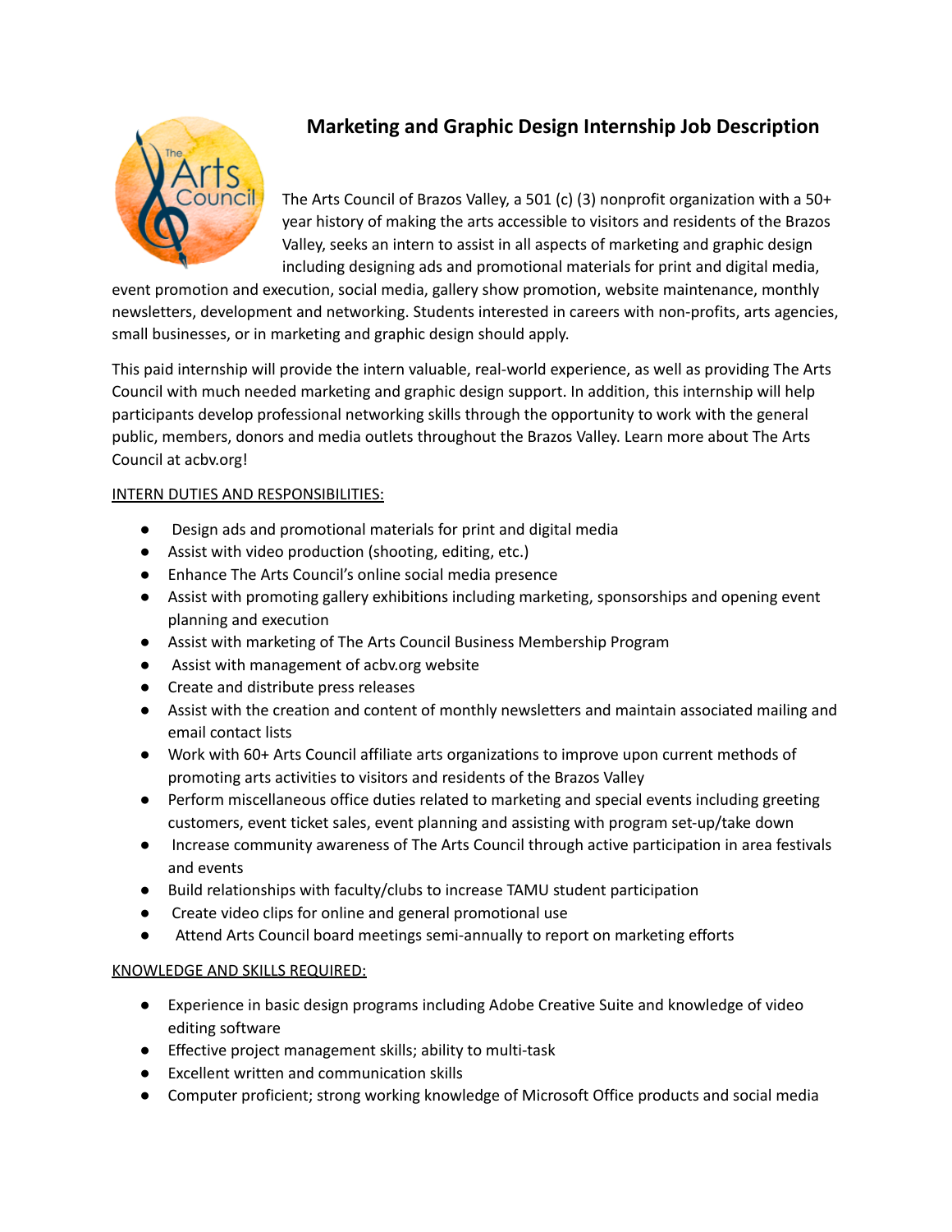# Marketing and Graphic Design Internship Job Description

The Arts Council of Brazos Valley, a 501 (c) (3) nonprofit organization with a 50+ year history of making the arts accessible to visitors and residents of the Brazos Valley, seeks an intern to assist in all aspects of marketing and graphic design including designing ads and promotional materials for print and digital media, event promotion and execution, social media, gallery show promotion, website maintenance, monthly newsletters, development and networking. Students interested in careers with non-profits, arts agencies, small businesses, or in marketing and graphic design should apply.

This paid internship will provide the intern valuable, real-world experience, as well as providing The Arts Council with much needed marketing and graphic design support. In addition, this internship will help participants develop professional networking skills through the opportunity to work with the general public, members, donors and media outlets throughout the Brazos Valley. Learn more about The Arts Council at acbv.org!

INTERN DUTIES AND RESPONSIBILITIES:

- Design ads and promotional materials for print and digital media
- Assist with video production (shooting, editing, etc.)
- Enhance The Arts Council's online social media presence
- Assist with promoting gallery exhibitions including marketing, sponsorships and opening event planning and execution
- Assist with marketing of The Arts Council Business Membership Program
- Assist with management of acbv.org website
- Create and distribute press releases
- Assist with the creation and content of monthly newsletters and maintain associated mailing and email contact lists
- Work with 60+ Arts Council affiliate arts organizations to improve upon current methods of promoting arts activities to visitors and residents of the Brazos Valley
- Perform miscellaneous office duties related to marketing and special events including greeting customers, event ticket sales, event planning and assisting with program set-up/take down
- Increase community awareness of The Arts Council through active participation in area festivals and events
- Build relationships with faculty/clubs to increase TAMU student participation
- Create video clips for online and general promotional use
- Attend Arts Council board meetings semi-annually to report on marketing efforts

KNOWLEDGE AND SKILLS REQUIRED:

- Experience in basic design programs including Adobe Creative Suite and knowledge of video editing software
- Effective project management skills; ability to multi-task
- Excellent written and communication skills
- Computer proficient; strong working knowledge of Microsoft Office products and social media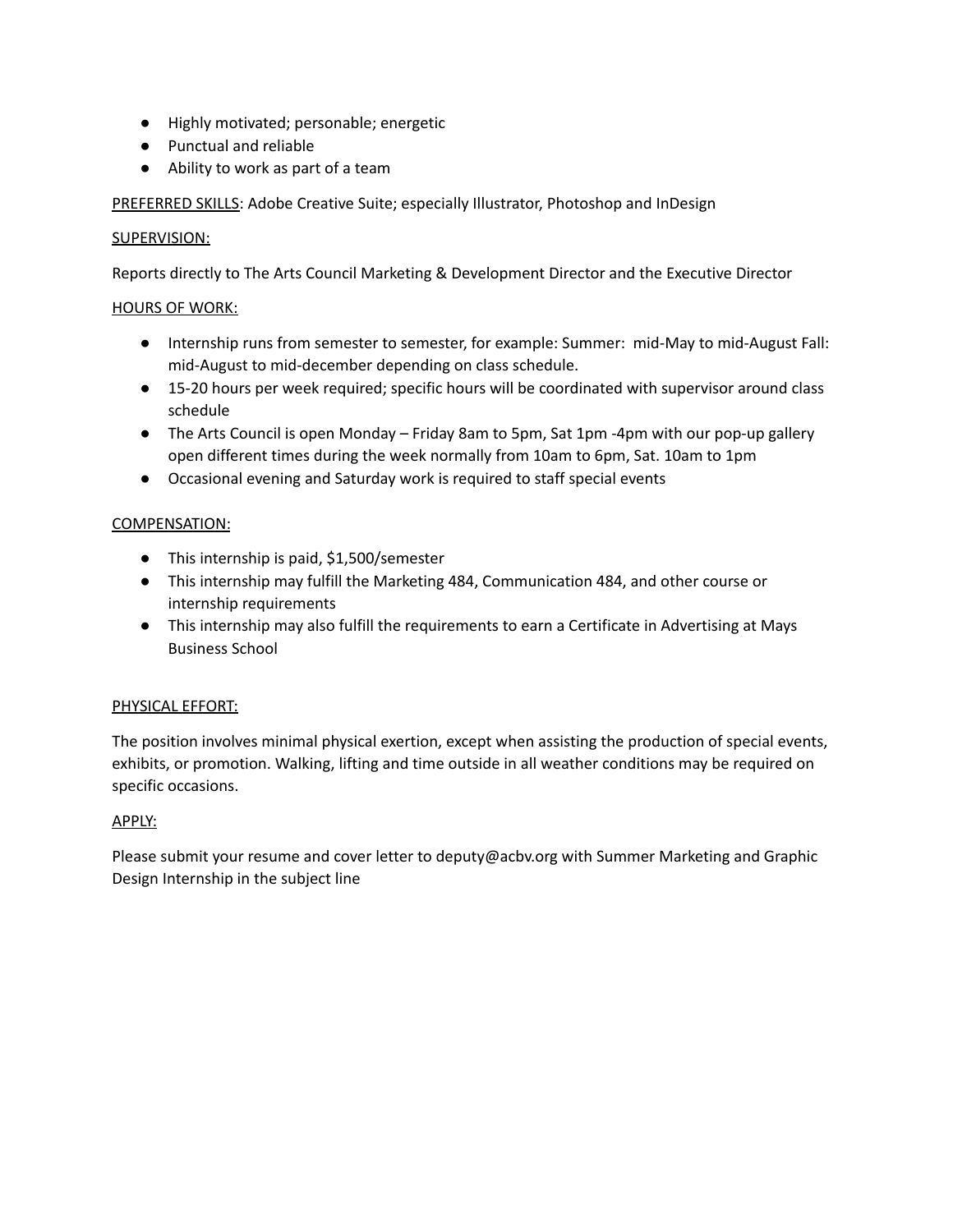- Highly motivated; personable; energetic
- Punctual and reliable
- Ability to work as part of a team

PREFERRED SKILLS: Adobe Creative Suite; especially Illustrator, Photoshop and InDesign

SUPERVISION:

Reports directly to The Arts Council Marketing & Development Director and the Executive Director

HOURS OF WORK:

- Internship runs from semester to semester, for example: Summer: mid-May to mid-August Fall: mid-August to mid-december depending on class schedule.
- 15-20 hours per week required; specific hours will be coordinated with supervisor around class schedule
- The Arts Council is open Monday – Friday 8am to 5pm, Sat 1pm -4pm with our pop-up gallery open different times during the week normally from 10am to 6pm, Sat. 10am to 1pm
- Occasional evening and Saturday work is required to staff special events

COMPENSATION:

- This internship is paid, $1,500/semester
- This internship may fulfill the Marketing 484, Communication 484, and other course or internship requirements
- This internship may also fulfill the requirements to earn a Certificate in Advertising at Mays Business School

PHYSICAL EFFORT:

The position involves minimal physical exertion, except when assisting the production of special events, exhibits, or promotion. Walking, lifting and time outside in all weather conditions may be required on specific occasions.

APPLY:

Please submit your resume and cover letter to deputy@acbv.org with Summer Marketing and Graphic Design Internship in the subject line